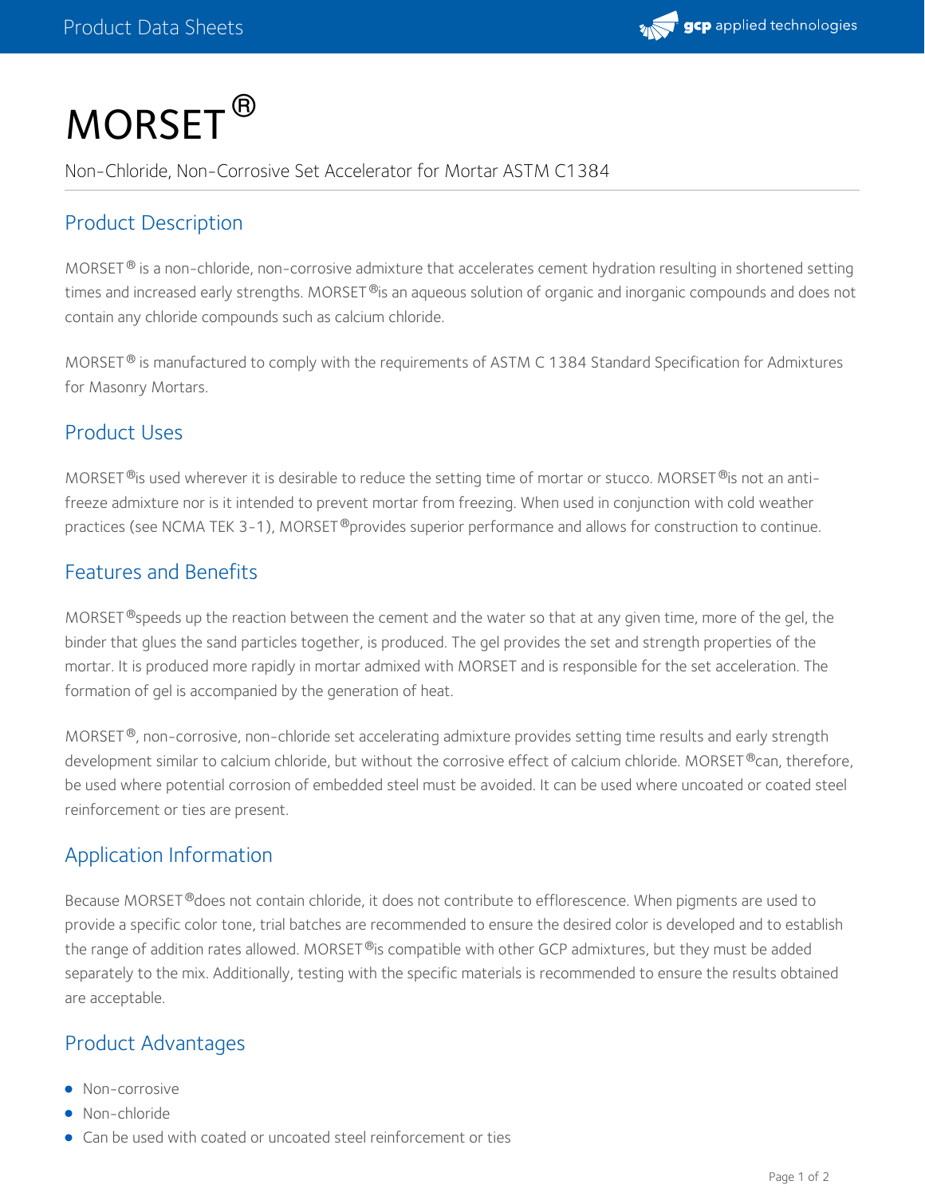# MORSET®

Non-Chloride, Non-Corrosive Set Accelerator for Mortar ASTM C1384

## Product Description

MORSET® is a non-chloride, non-corrosive admixture that accelerates cement hydration resulting in shortened setting times and increased early strengths. MORSET® is an aqueous solution of organic and inorganic compounds and does not contain any chloride compounds such as calcium chloride.

MORSET® is manufactured to comply with the requirements of ASTM C 1384 Standard Specification for Admixtures for Masonry Mortars.

## Product Uses

MORSET® is used wherever it is desirable to reduce the setting time of mortar or stucco. MORSET® is not an anti-freeze admixture nor is it intended to prevent mortar from freezing. When used in conjunction with cold weather practices (see NCMA TEK 3-1), MORSET® provides superior performance and allows for construction to continue.

## Features and Benefits

MORSET® speeds up the reaction between the cement and the water so that at any given time, more of the gel, the binder that glues the sand particles together, is produced. The gel provides the set and strength properties of the mortar. It is produced more rapidly in mortar admixed with MORSET and is responsible for the set acceleration. The formation of gel is accompanied by the generation of heat.

MORSET®, non-corrosive, non-chloride set accelerating admixture provides setting time results and early strength development similar to calcium chloride, but without the corrosive effect of calcium chloride. MORSET® can, therefore, be used where potential corrosion of embedded steel must be avoided. It can be used where uncoated or coated steel reinforcement or ties are present.

## Application Information

Because MORSET® does not contain chloride, it does not contribute to efflorescence. When pigments are used to provide a specific color tone, trial batches are recommended to ensure the desired color is developed and to establish the range of addition rates allowed. MORSET® is compatible with other GCP admixtures, but they must be added separately to the mix. Additionally, testing with the specific materials is recommended to ensure the results obtained are acceptable.

## Product Advantages

- Non-corrosive
- Non-chloride
- Can be used with coated or uncoated steel reinforcement or ties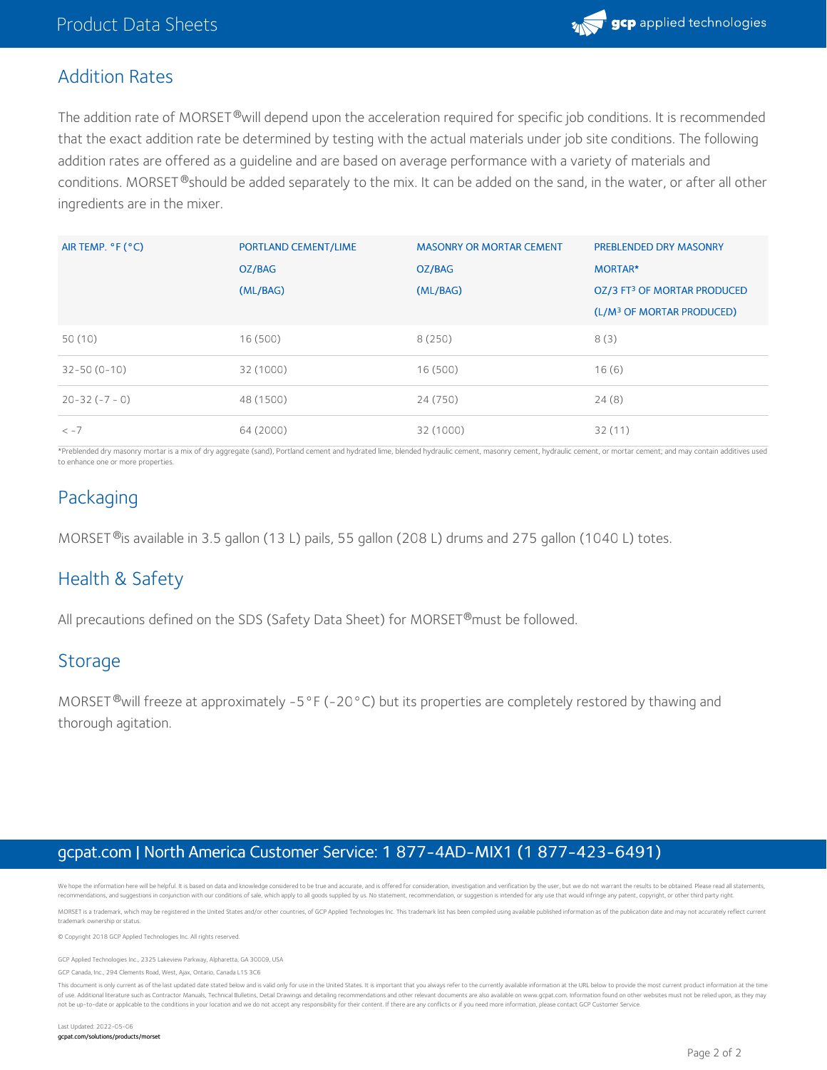## Addition Rates

The addition rate of MORSET®will depend upon the acceleration required for specific job conditions. It is recommended that the exact addition rate be determined by testing with the actual materials under job site conditions. The following addition rates are offered as a guideline and are based on average performance with a variety of materials and conditions. MORSET®should be added separately to the mix. It can be added on the sand, in the water, or after all other ingredients are in the mixer.

| AIR TEMP. °F (°C) | PORTLAND CEMENT/LIME OZ/BAG (ML/BAG) | MASONRY OR MORTAR CEMENT OZ/BAG (ML/BAG) | PREBLENDED DRY MASONRY MORTAR* OZ/3 FT$^3$ OF MORTAR PRODUCED (L/M$^3$ OF MORTAR PRODUCED) |
|---|---|---|---|
| 50 (10) | 16 (500) | 8 (250) | 8 (3) |
| 32-50 (0-10) | 32 (1000) | 16 (500) | 16 (6) |
| 20-32 (-7 - 0) | 48 (1500) | 24 (750) | 24 (8) |
| < -7 | 64 (2000) | 32 (1000) | 32 (11) |

*Preblended dry masonry mortar is a mix of dry aggregate (sand), Portland cement and hydrated lime, blended hydraulic cement, masonry cement, hydraulic cement, or mortar cement; and may contain additives used to enhance one or more properties.

## Packaging

MORSET®is available in 3.5 gallon (13 L) pails, 55 gallon (208 L) drums and 275 gallon (1040 L) totes.

## Health & Safety

All precautions defined on the SDS (Safety Data Sheet) for MORSET®must be followed.

## Storage

MORSET®will freeze at approximately -5°F (-20°C) but its properties are completely restored by thawing and thorough agitation.

gcpat.com | North America Customer Service: 1 877-4AD-MIX1 (1 877-423-6491)

We hope the information here will be helpful. It is based on data and knowledge considered to be true and accurate, and is offered for consideration, investigation and verification by the user, but we do not warrant the results to be obtained. Please read all statements, recommendations, and suggestions in conjunction with our conditions of sale, which apply to all goods supplied by us. No statement, recommendation, or suggestion is intended for any use that would infringe any patent, copyright, or other third party right.

MORSET is a trademark, which may be registered in the United States and/or other countries, of GCP Applied Technologies Inc. This trademark list has been compiled using available published information as of the publication date and may not accurately reflect current trademark ownership or status.

© Copyright 2018 GCP Applied Technologies Inc. All rights reserved.

GCP Applied Technologies Inc., 2325 Lakeview Parkway, Alpharetta, GA 30009, USA

GCP Canada, Inc., 294 Clements Road, West, Ajax, Ontario, Canada L1S 3C6

This document is only current as of the last updated date stated below and is valid only for use in the United States. It is important that you always refer to the currently available information at the URL below to provide the most current product information at the time of use. Additional literature such as Contractor Manuals, Technical Bulletins, Detail Drawings and detailing recommendations and other relevant documents are also available on www.gcpat.com. Information found on other websites must not be relied upon, as they may not be up-to-date or applicable to the conditions in your location and we do not accept any responsibility for their content. If there are any conflicts or if you need more information, please contact GCP Customer Service.

Last Updated: 2022-05-06

gcpat.com/solutions/products/morset